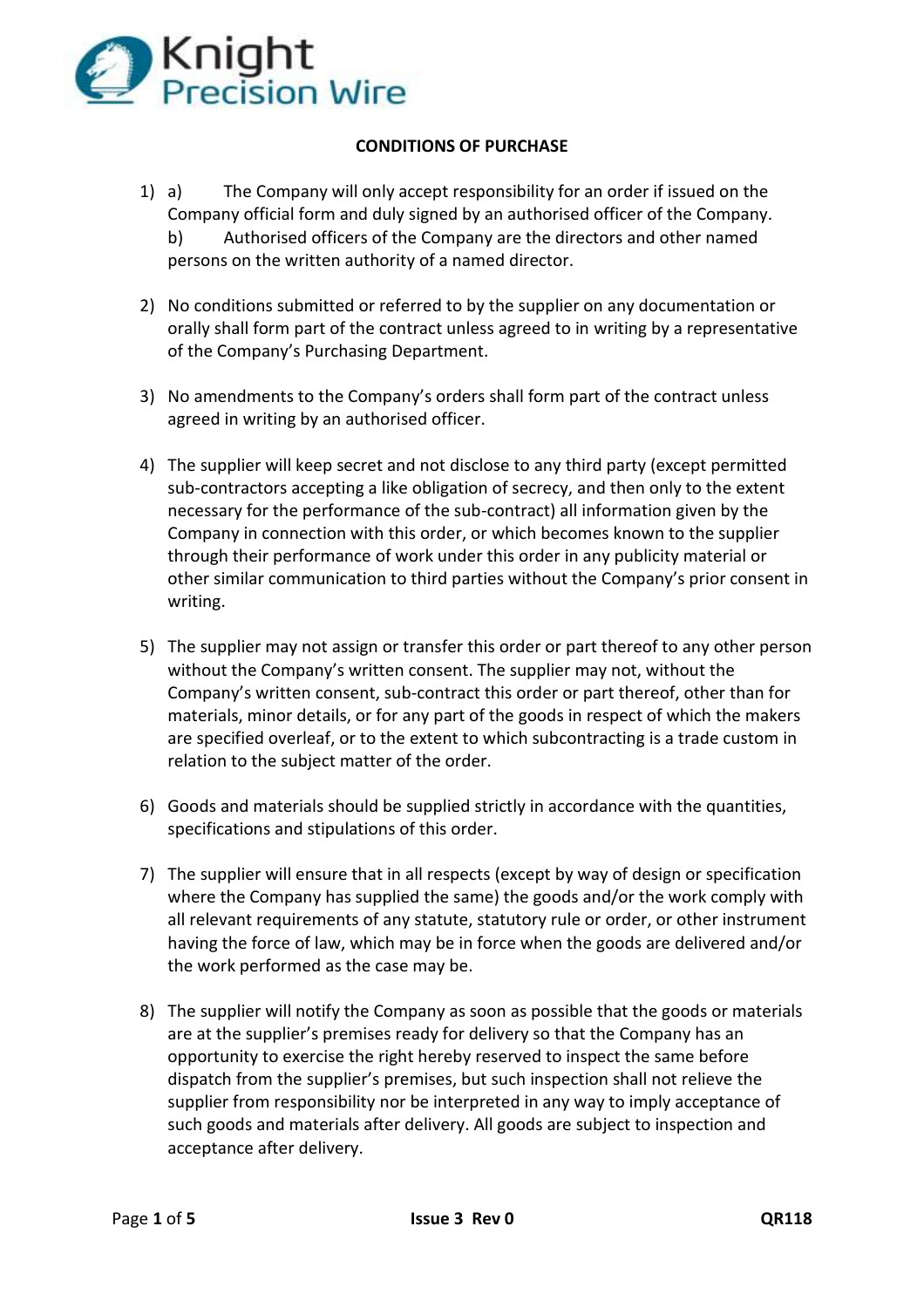Knight Precision Wire

## CONDITIONS OF PURCHASE

1) a) The Company will only accept responsibility for an order if issued on the Company official form and duly signed by an authorised officer of the Company.
   b) Authorised officers of the Company are the directors and other named persons on the written authority of a named director.

2) No conditions submitted or referred to by the supplier on any documentation or orally shall form part of the contract unless agreed to in writing by a representative of the Company's Purchasing Department.

3) No amendments to the Company's orders shall form part of the contract unless agreed in writing by an authorised officer.

4) The supplier will keep secret and not disclose to any third party (except permitted sub-contractors accepting a like obligation of secrecy, and then only to the extent necessary for the performance of the sub-contract) all information given by the Company in connection with this order, or which becomes known to the supplier through their performance of work under this order in any publicity material or other similar communication to third parties without the Company's prior consent in writing.

5) The supplier may not assign or transfer this order or part thereof to any other person without the Company's written consent. The supplier may not, without the Company's written consent, sub-contract this order or part thereof, other than for materials, minor details, or for any part of the goods in respect of which the makers are specified overleaf, or to the extent to which subcontracting is a trade custom in relation to the subject matter of the order.

6) Goods and materials should be supplied strictly in accordance with the quantities, specifications and stipulations of this order.

7) The supplier will ensure that in all respects (except by way of design or specification where the Company has supplied the same) the goods and/or the work comply with all relevant requirements of any statute, statutory rule or order, or other instrument having the force of law, which may be in force when the goods are delivered and/or the work performed as the case may be.

8) The supplier will notify the Company as soon as possible that the goods or materials are at the supplier's premises ready for delivery so that the Company has an opportunity to exercise the right hereby reserved to inspect the same before dispatch from the supplier's premises, but such inspection shall not relieve the supplier from responsibility nor be interpreted in any way to imply acceptance of such goods and materials after delivery. All goods are subject to inspection and acceptance after delivery.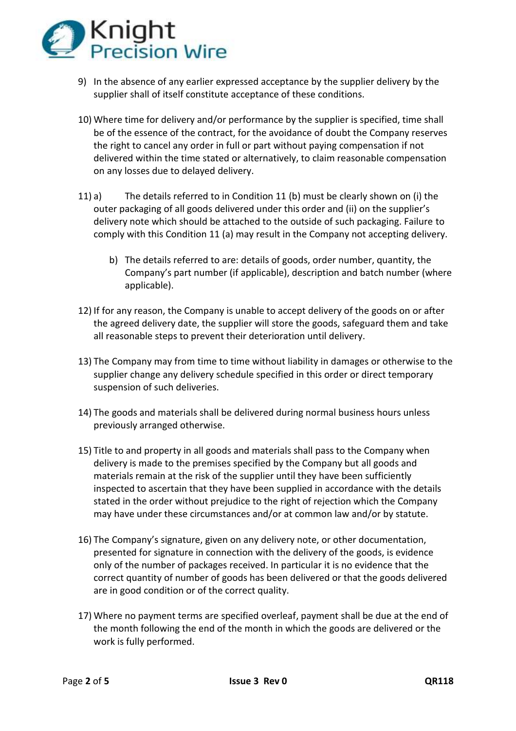9) In the absence of any earlier expressed acceptance by the supplier delivery by the supplier shall of itself constitute acceptance of these conditions.

10) Where time for delivery and/or performance by the supplier is specified, time shall be of the essence of the contract, for the avoidance of doubt the Company reserves the right to cancel any order in full or part without paying compensation if not delivered within the time stated or alternatively, to claim reasonable compensation on any losses due to delayed delivery.

11) a) The details referred to in Condition 11 (b) must be clearly shown on (i) the outer packaging of all goods delivered under this order and (ii) on the supplier's delivery note which should be attached to the outside of such packaging. Failure to comply with this Condition 11 (a) may result in the Company not accepting delivery.

    b) The details referred to are: details of goods, order number, quantity, the Company's part number (if applicable), description and batch number (where applicable).

12) If for any reason, the Company is unable to accept delivery of the goods on or after the agreed delivery date, the supplier will store the goods, safeguard them and take all reasonable steps to prevent their deterioration until delivery.

13) The Company may from time to time without liability in damages or otherwise to the supplier change any delivery schedule specified in this order or direct temporary suspension of such deliveries.

14) The goods and materials shall be delivered during normal business hours unless previously arranged otherwise.

15) Title to and property in all goods and materials shall pass to the Company when delivery is made to the premises specified by the Company but all goods and materials remain at the risk of the supplier until they have been sufficiently inspected to ascertain that they have been supplied in accordance with the details stated in the order without prejudice to the right of rejection which the Company may have under these circumstances and/or at common law and/or by statute.

16) The Company's signature, given on any delivery note, or other documentation, presented for signature in connection with the delivery of the goods, is evidence only of the number of packages received. In particular it is no evidence that the correct quantity of number of goods has been delivered or that the goods delivered are in good condition or of the correct quality.

17) Where no payment terms are specified overleaf, payment shall be due at the end of the month following the end of the month in which the goods are delivered or the work is fully performed.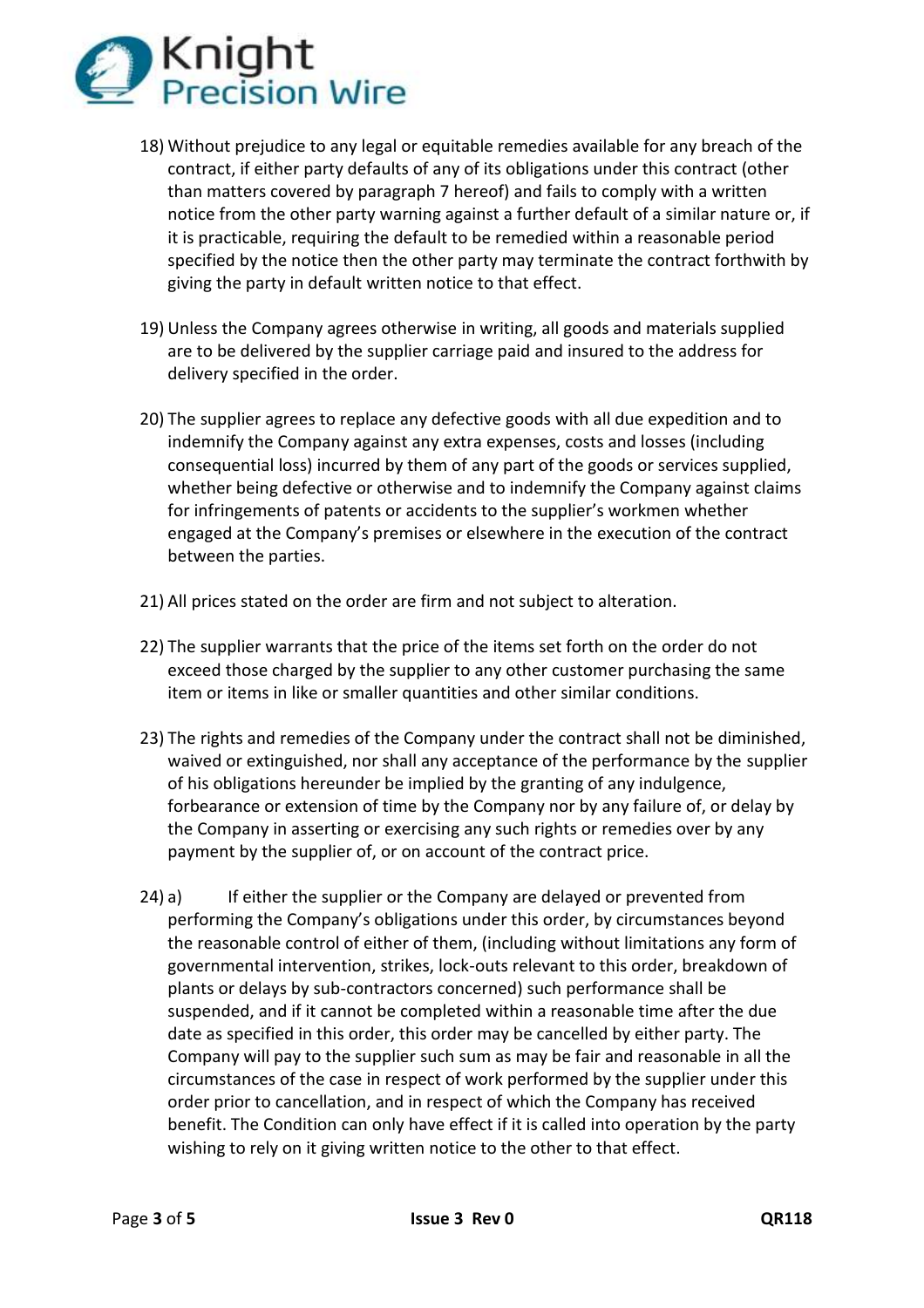18) Without prejudice to any legal or equitable remedies available for any breach of the contract, if either party defaults of any of its obligations under this contract (other than matters covered by paragraph 7 hereof) and fails to comply with a written notice from the other party warning against a further default of a similar nature or, if it is practicable, requiring the default to be remedied within a reasonable period specified by the notice then the other party may terminate the contract forthwith by giving the party in default written notice to that effect.

19) Unless the Company agrees otherwise in writing, all goods and materials supplied are to be delivered by the supplier carriage paid and insured to the address for delivery specified in the order.

20) The supplier agrees to replace any defective goods with all due expedition and to indemnify the Company against any extra expenses, costs and losses (including consequential loss) incurred by them of any part of the goods or services supplied, whether being defective or otherwise and to indemnify the Company against claims for infringements of patents or accidents to the supplier's workmen whether engaged at the Company's premises or elsewhere in the execution of the contract between the parties.

21) All prices stated on the order are firm and not subject to alteration.

22) The supplier warrants that the price of the items set forth on the order do not exceed those charged by the supplier to any other customer purchasing the same item or items in like or smaller quantities and other similar conditions.

23) The rights and remedies of the Company under the contract shall not be diminished, waived or extinguished, nor shall any acceptance of the performance by the supplier of his obligations hereunder be implied by the granting of any indulgence, forbearance or extension of time by the Company nor by any failure of, or delay by the Company in asserting or exercising any such rights or remedies over by any payment by the supplier of, or on account of the contract price.

24) a) If either the supplier or the Company are delayed or prevented from performing the Company's obligations under this order, by circumstances beyond the reasonable control of either of them, (including without limitations any form of governmental intervention, strikes, lock-outs relevant to this order, breakdown of plants or delays by sub-contractors concerned) such performance shall be suspended, and if it cannot be completed within a reasonable time after the due date as specified in this order, this order may be cancelled by either party. The Company will pay to the supplier such sum as may be fair and reasonable in all the circumstances of the case in respect of work performed by the supplier under this order prior to cancellation, and in respect of which the Company has received benefit. The Condition can only have effect if it is called into operation by the party wishing to rely on it giving written notice to the other to that effect.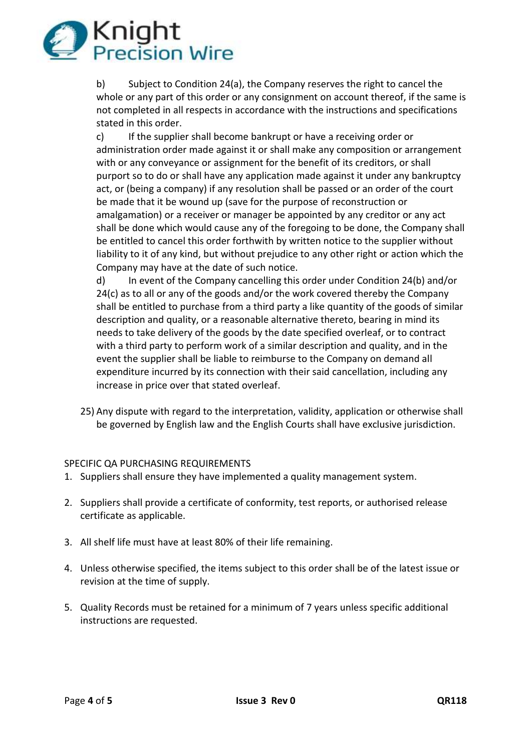b) Subject to Condition 24(a), the Company reserves the right to cancel the whole or any part of this order or any consignment on account thereof, if the same is not completed in all respects in accordance with the instructions and specifications stated in this order.

c) If the supplier shall become bankrupt or have a receiving order or administration order made against it or shall make any composition or arrangement with or any conveyance or assignment for the benefit of its creditors, or shall purport so to do or shall have any application made against it under any bankruptcy act, or (being a company) if any resolution shall be passed or an order of the court be made that it be wound up (save for the purpose of reconstruction or amalgamation) or a receiver or manager be appointed by any creditor or any act shall be done which would cause any of the foregoing to be done, the Company shall be entitled to cancel this order forthwith by written notice to the supplier without liability to it of any kind, but without prejudice to any other right or action which the Company may have at the date of such notice.

d) In event of the Company cancelling this order under Condition 24(b) and/or 24(c) as to all or any of the goods and/or the work covered thereby the Company shall be entitled to purchase from a third party a like quantity of the goods of similar description and quality, or a reasonable alternative thereto, bearing in mind its needs to take delivery of the goods by the date specified overleaf, or to contract with a third party to perform work of a similar description and quality, and in the event the supplier shall be liable to reimburse to the Company on demand all expenditure incurred by its connection with their said cancellation, including any increase in price over that stated overleaf.

25) Any dispute with regard to the interpretation, validity, application or otherwise shall be governed by English law and the English Courts shall have exclusive jurisdiction.

SPECIFIC QA PURCHASING REQUIREMENTS

1. Suppliers shall ensure they have implemented a quality management system.

2. Suppliers shall provide a certificate of conformity, test reports, or authorised release certificate as applicable.

3. All shelf life must have at least 80% of their life remaining.

4. Unless otherwise specified, the items subject to this order shall be of the latest issue or revision at the time of supply.

5. Quality Records must be retained for a minimum of 7 years unless specific additional instructions are requested.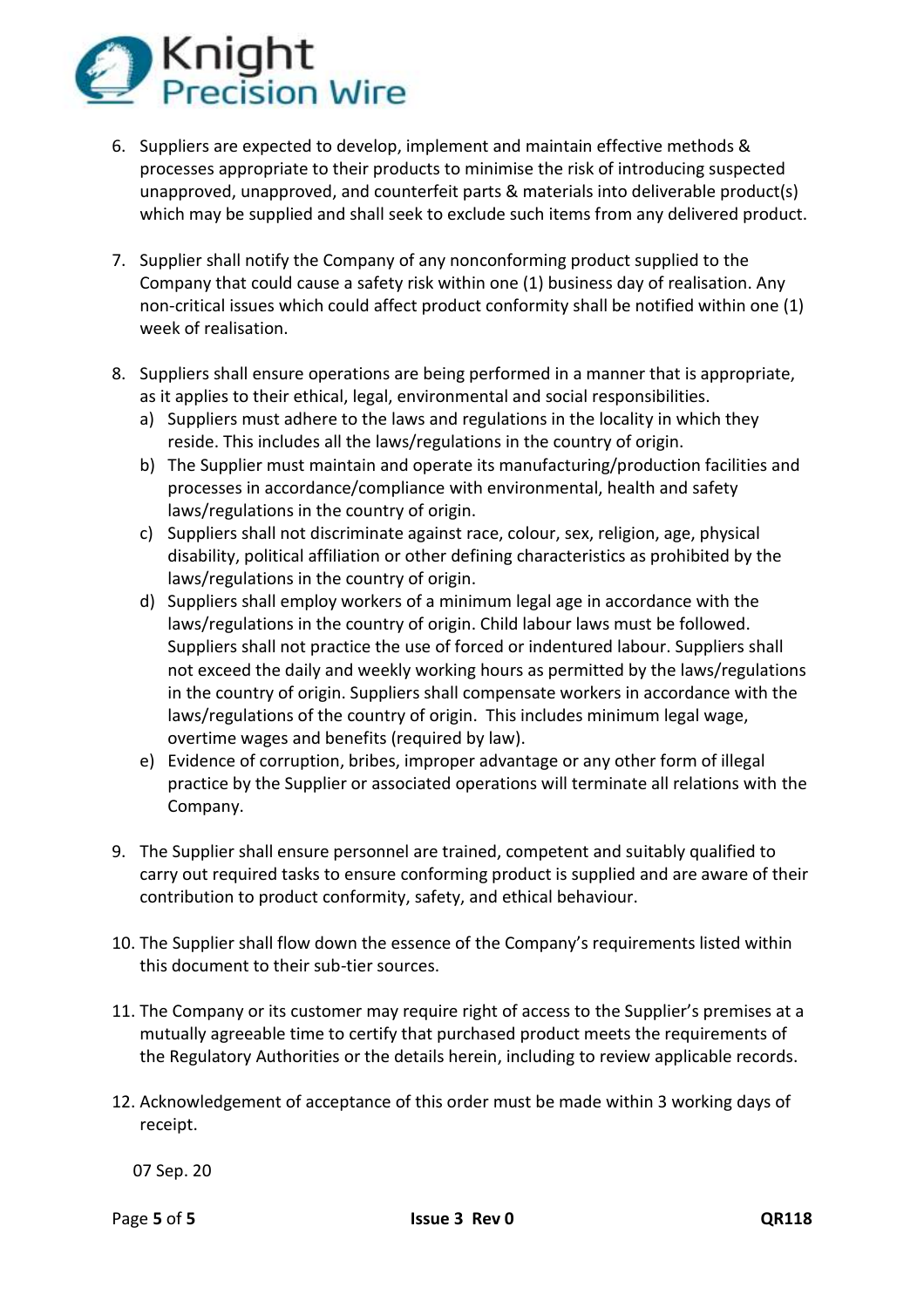6. Suppliers are expected to develop, implement and maintain effective methods & processes appropriate to their products to minimise the risk of introducing suspected unapproved, unapproved, and counterfeit parts & materials into deliverable product(s) which may be supplied and shall seek to exclude such items from any delivered product.

7. Supplier shall notify the Company of any nonconforming product supplied to the Company that could cause a safety risk within one (1) business day of realisation. Any non-critical issues which could affect product conformity shall be notified within one (1) week of realisation.

8. Suppliers shall ensure operations are being performed in a manner that is appropriate, as it applies to their ethical, legal, environmental and social responsibilities.
   a) Suppliers must adhere to the laws and regulations in the locality in which they reside. This includes all the laws/regulations in the country of origin.
   b) The Supplier must maintain and operate its manufacturing/production facilities and processes in accordance/compliance with environmental, health and safety laws/regulations in the country of origin.
   c) Suppliers shall not discriminate against race, colour, sex, religion, age, physical disability, political affiliation or other defining characteristics as prohibited by the laws/regulations in the country of origin.
   d) Suppliers shall employ workers of a minimum legal age in accordance with the laws/regulations in the country of origin. Child labour laws must be followed. Suppliers shall not practice the use of forced or indentured labour. Suppliers shall not exceed the daily and weekly working hours as permitted by the laws/regulations in the country of origin. Suppliers shall compensate workers in accordance with the laws/regulations of the country of origin. This includes minimum legal wage, overtime wages and benefits (required by law).
   e) Evidence of corruption, bribes, improper advantage or any other form of illegal practice by the Supplier or associated operations will terminate all relations with the Company.

9. The Supplier shall ensure personnel are trained, competent and suitably qualified to carry out required tasks to ensure conforming product is supplied and are aware of their contribution to product conformity, safety, and ethical behaviour.

10. The Supplier shall flow down the essence of the Company's requirements listed within this document to their sub-tier sources.

11. The Company or its customer may require right of access to the Supplier's premises at a mutually agreeable time to certify that purchased product meets the requirements of the Regulatory Authorities or the details herein, including to review applicable records.

12. Acknowledgement of acceptance of this order must be made within 3 working days of receipt.

07 Sep. 20